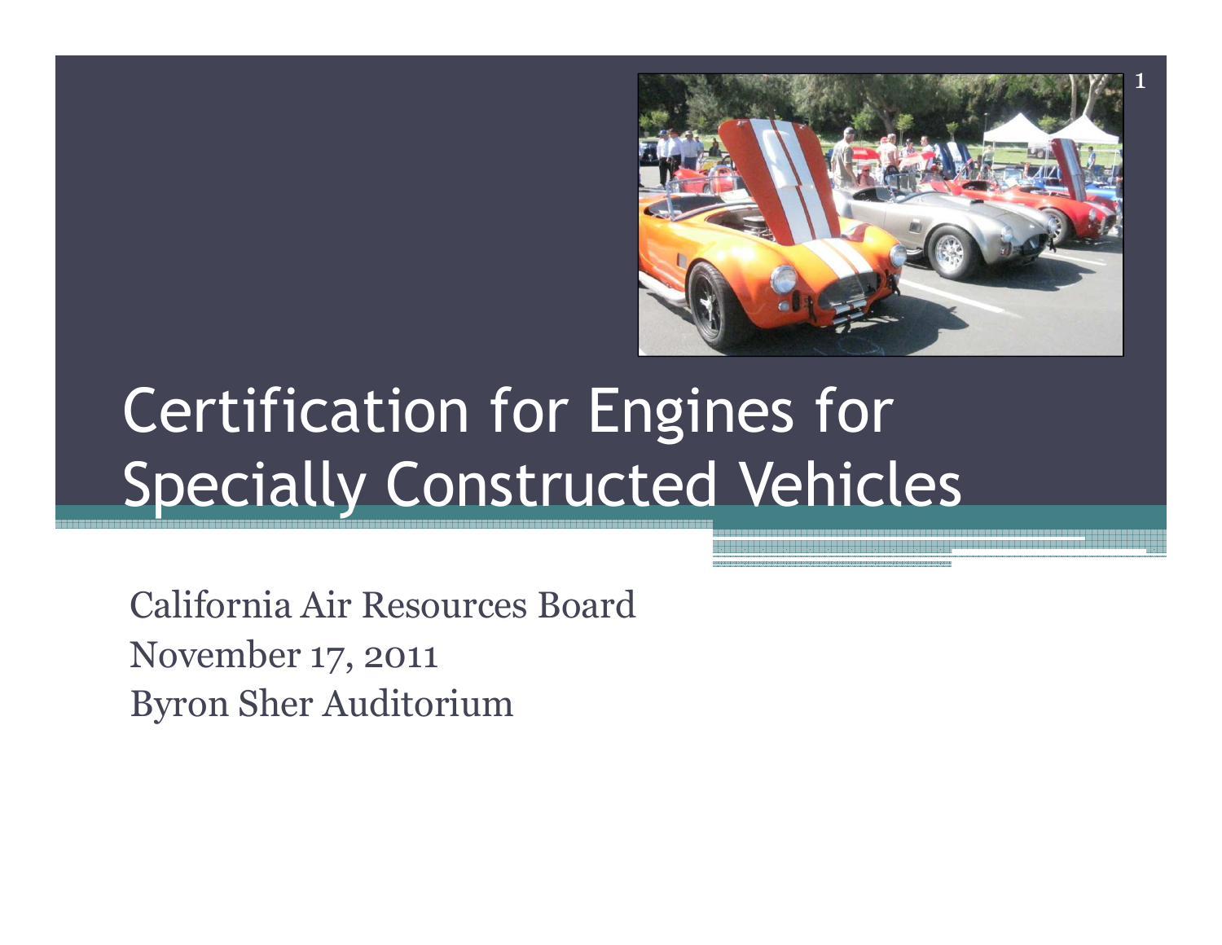# Certification for Engines for Specially Constructed Vehicles

California Air Resources Board
November 17, 2011
Byron Sher Auditorium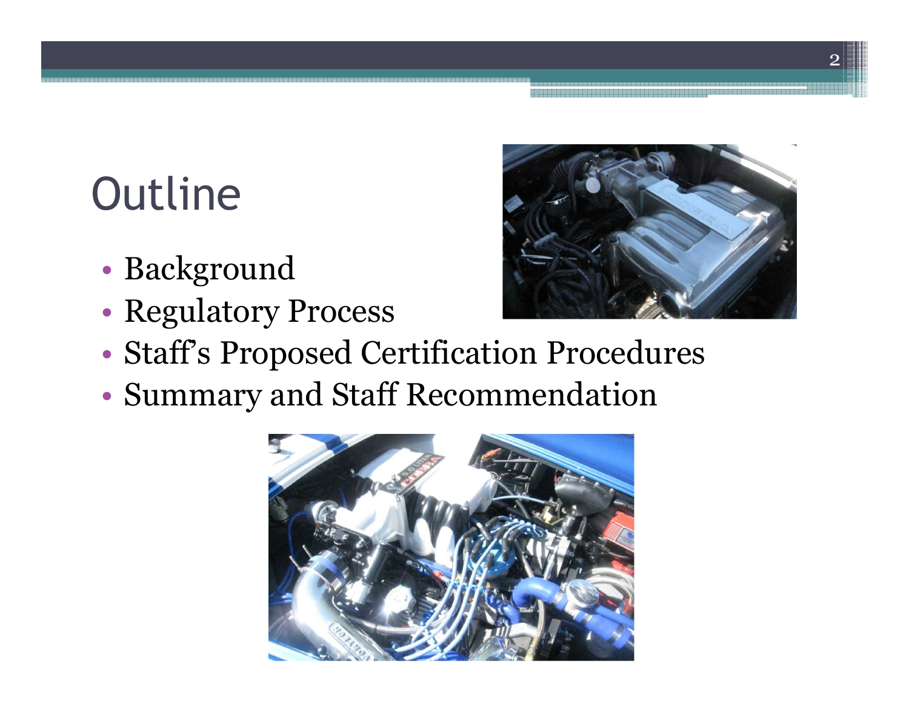# Outline

- Background
- Regulatory Process
- Staff's Proposed Certification Procedures
- Summary and Staff Recommendation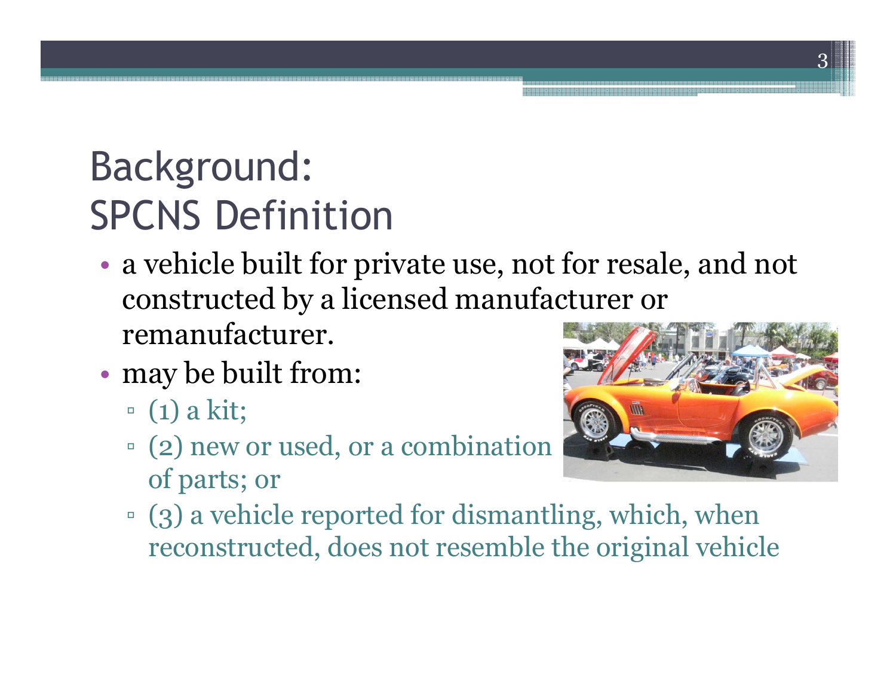# Background: SPCNS Definition

- a vehicle built for private use, not for resale, and not constructed by a licensed manufacturer or remanufacturer.
- may be built from:
  - (1) a kit;
  - (2) new or used, or a combination of parts; or
  - (3) a vehicle reported for dismantling, which, when reconstructed, does not resemble the original vehicle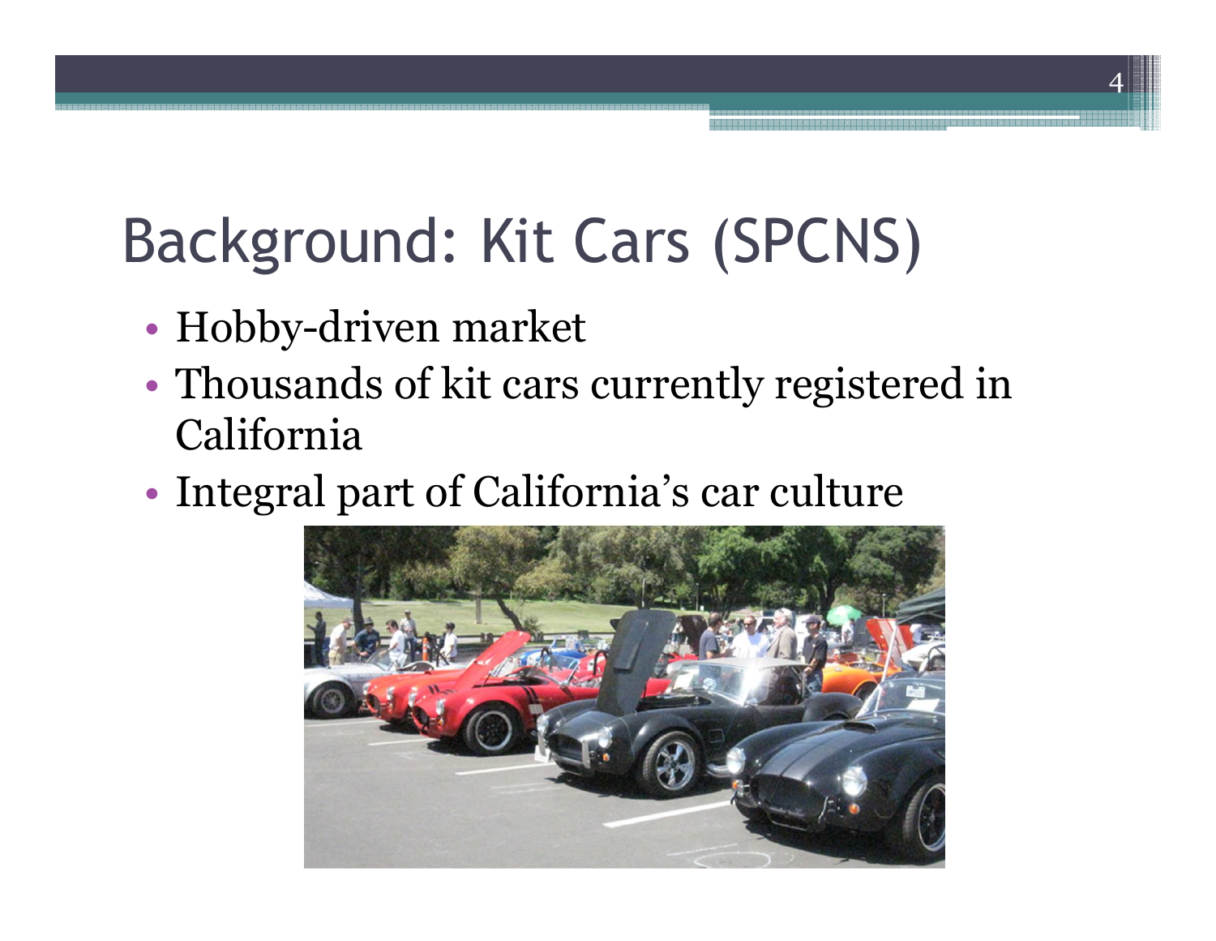# Background: Kit Cars (SPCNS)

- Hobby-driven market
- Thousands of kit cars currently registered in California
- Integral part of California's car culture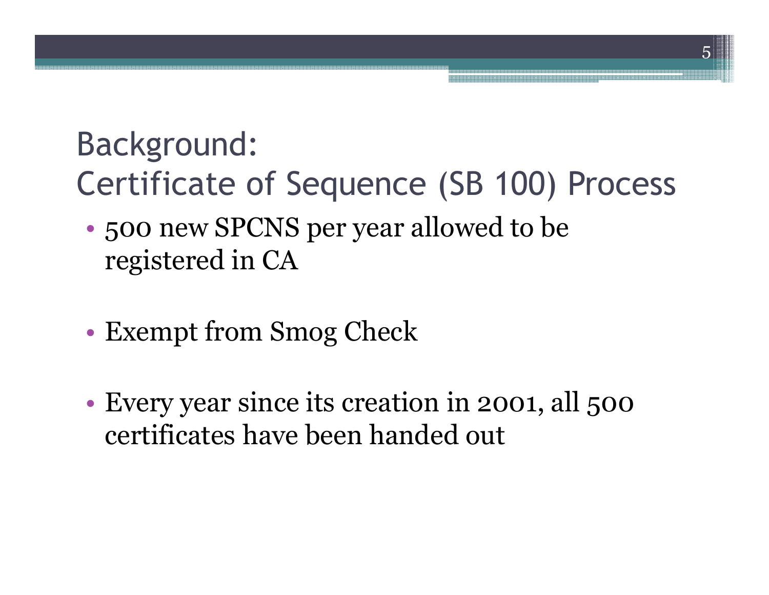# Background: Certificate of Sequence (SB 100) Process

- 500 new SPCNS per year allowed to be registered in CA
- Exempt from Smog Check
- Every year since its creation in 2001, all 500 certificates have been handed out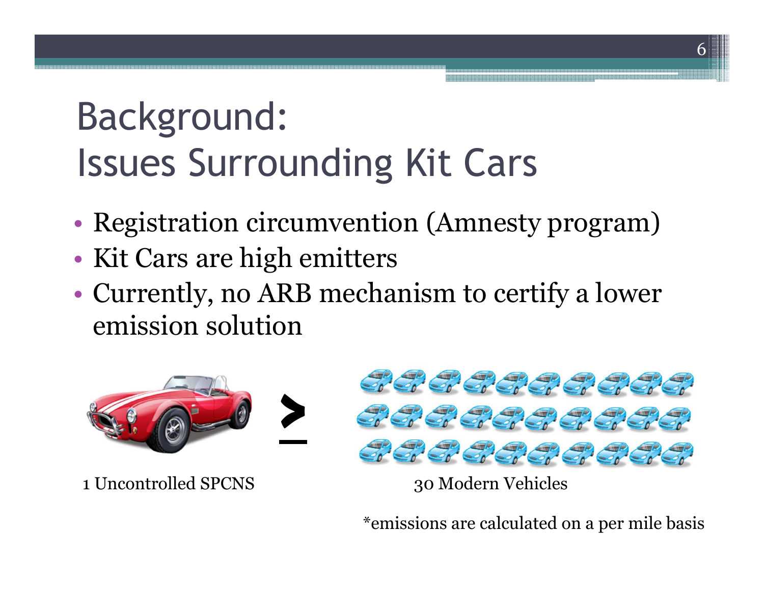# Background: Issues Surrounding Kit Cars

- Registration circumvention (Amnesty program)
- Kit Cars are high emitters
- Currently, no ARB mechanism to certify a lower emission solution

1 Uncontrolled SPCNS ≥ 30 Modern Vehicles

*emissions are calculated on a per mile basis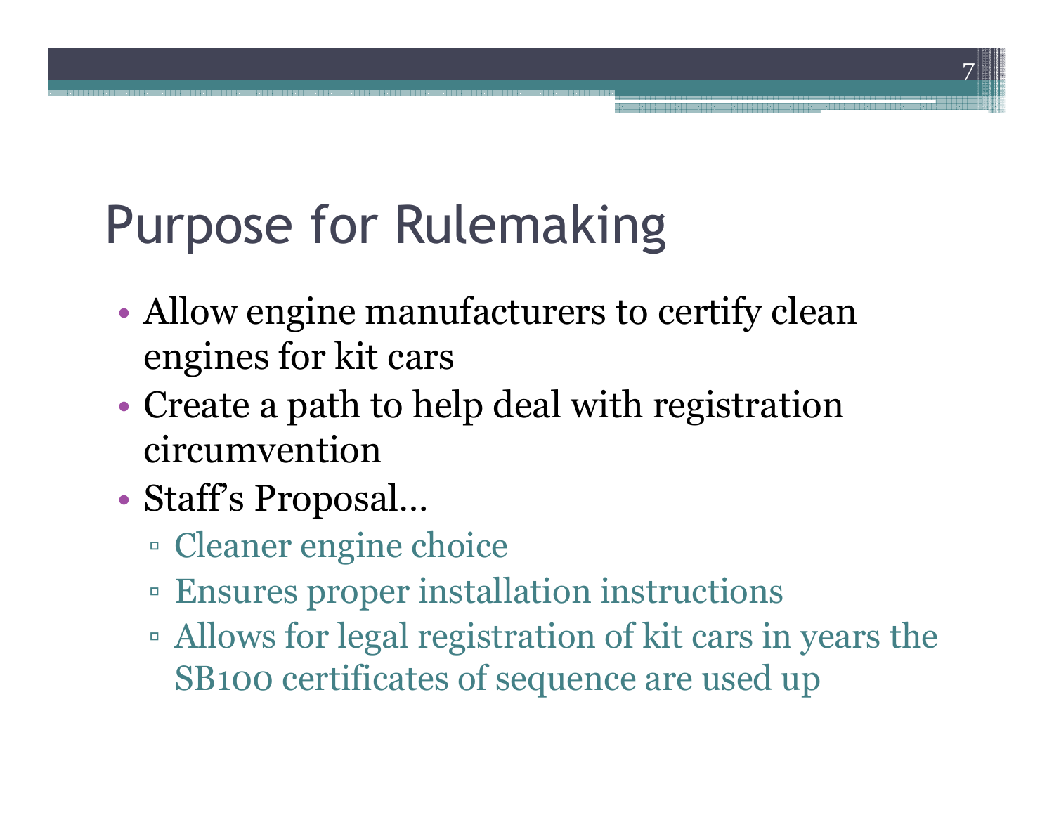# Purpose for Rulemaking

- Allow engine manufacturers to certify clean engines for kit cars
- Create a path to help deal with registration circumvention
- Staff's Proposal…
  - Cleaner engine choice
  - Ensures proper installation instructions
  - Allows for legal registration of kit cars in years the SB100 certificates of sequence are used up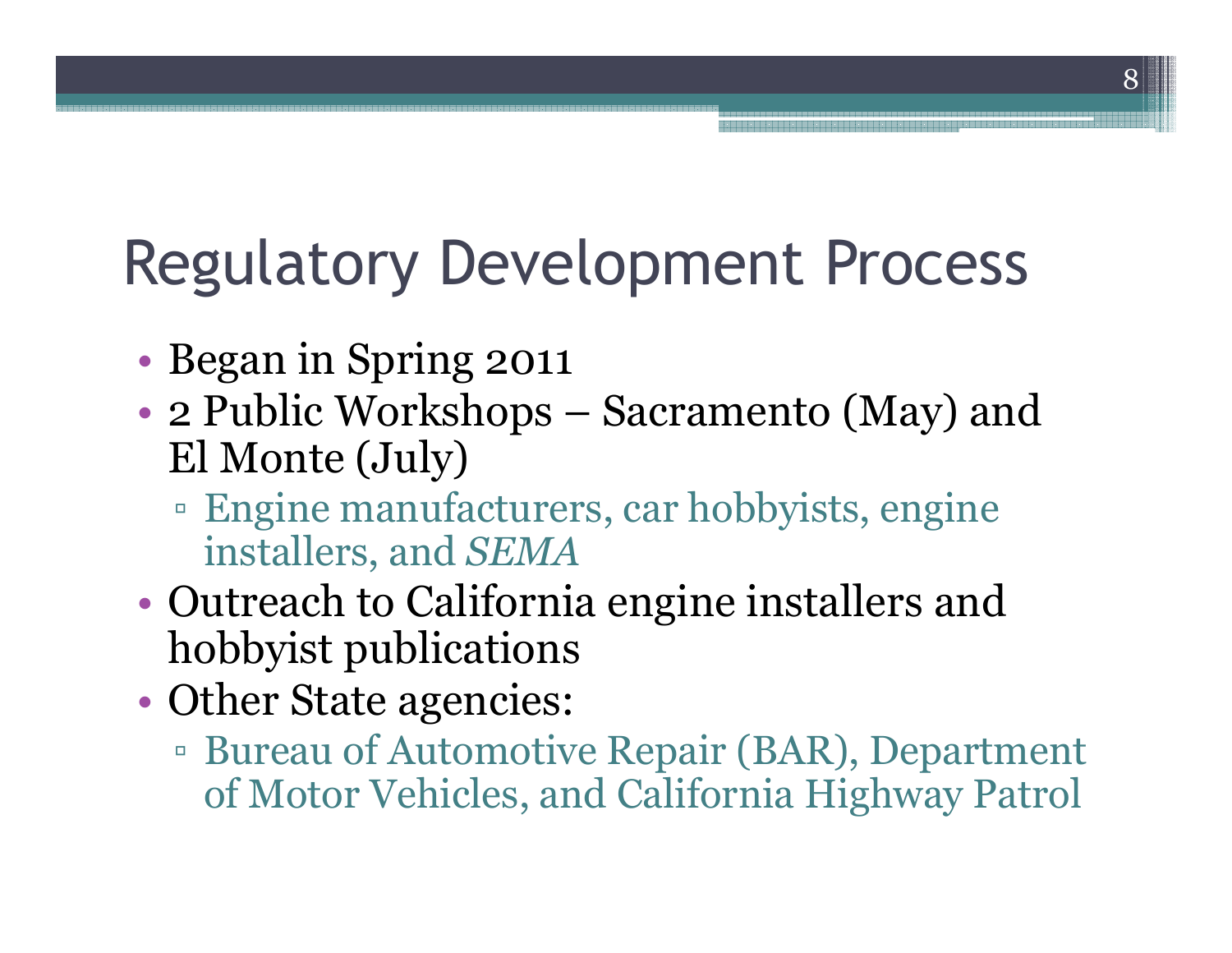# Regulatory Development Process

- Began in Spring 2011
- 2 Public Workshops – Sacramento (May) and El Monte (July)
  - Engine manufacturers, car hobbyists, engine installers, and *SEMA*
- Outreach to California engine installers and hobbyist publications
- Other State agencies:
  - Bureau of Automotive Repair (BAR), Department of Motor Vehicles, and California Highway Patrol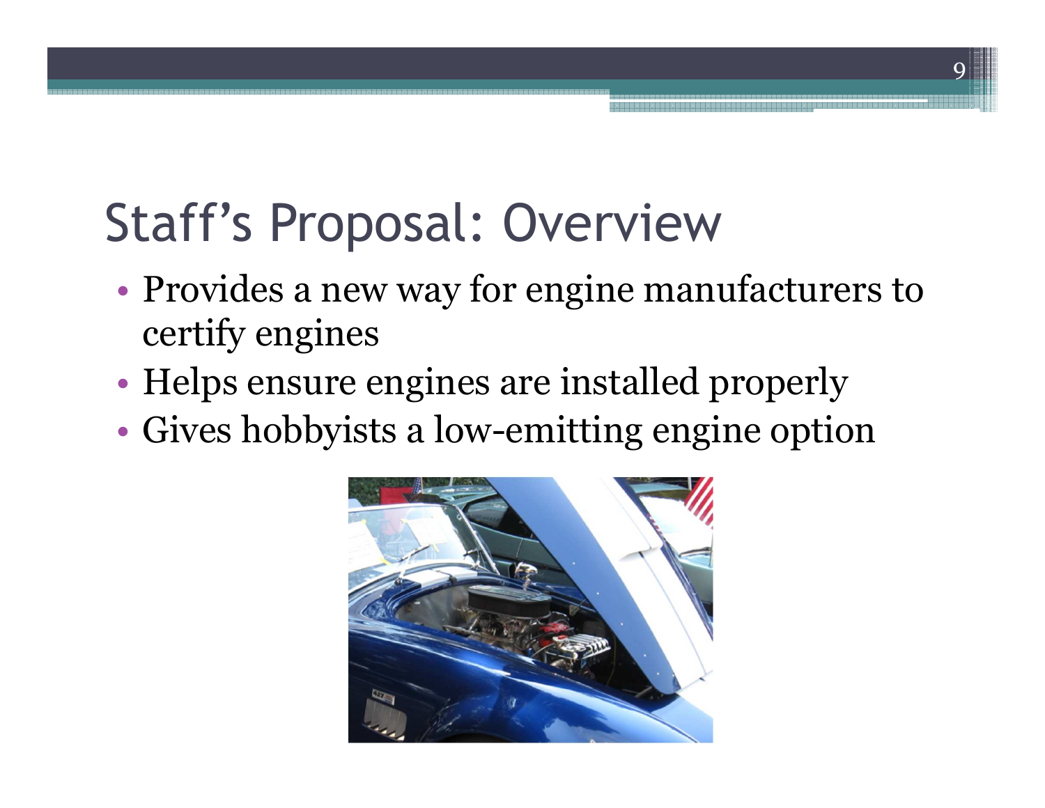# Staff's Proposal: Overview

- Provides a new way for engine manufacturers to certify engines
- Helps ensure engines are installed properly
- Gives hobbyists a low-emitting engine option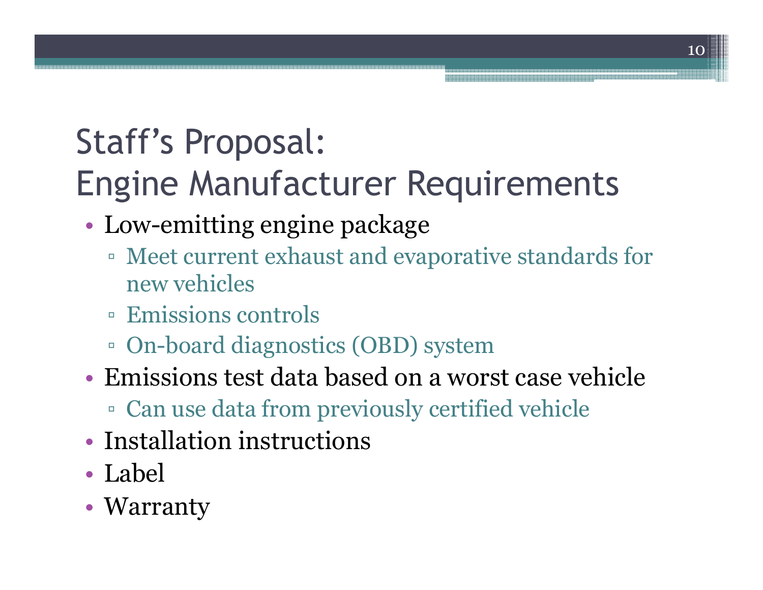# Staff's Proposal: Engine Manufacturer Requirements

- Low-emitting engine package
  - Meet current exhaust and evaporative standards for new vehicles
  - Emissions controls
  - On-board diagnostics (OBD) system
- Emissions test data based on a worst case vehicle
  - Can use data from previously certified vehicle
- Installation instructions
- Label
- Warranty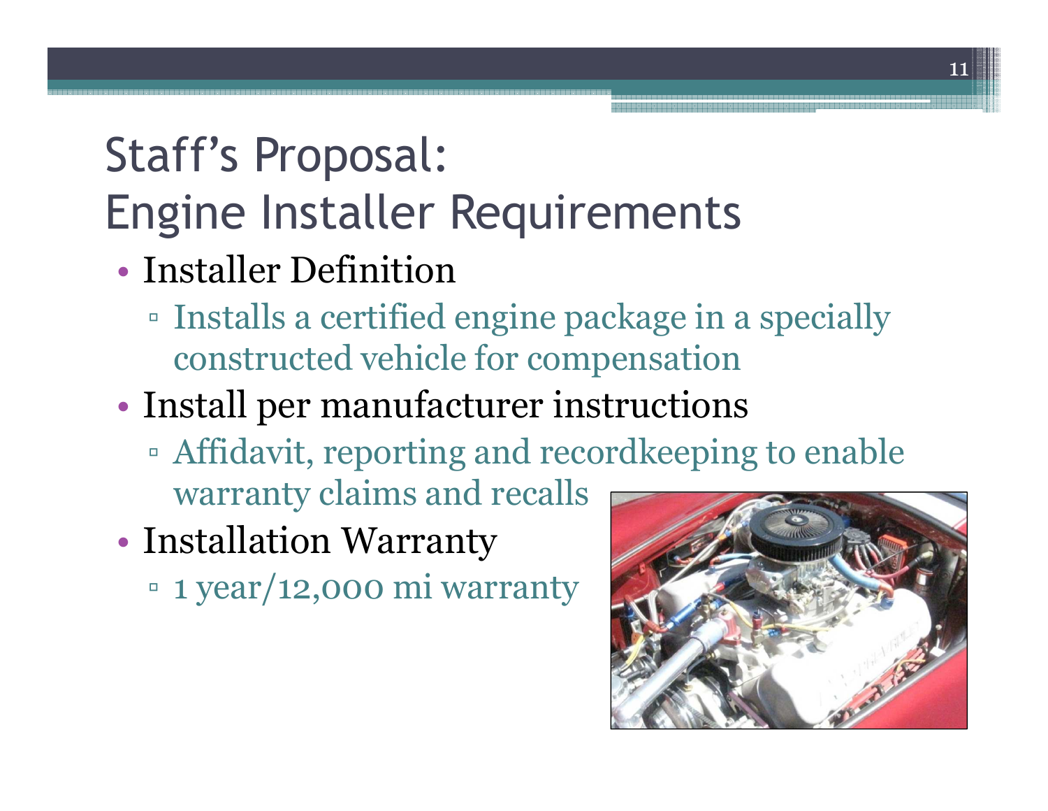# Staff's Proposal: Engine Installer Requirements

- Installer Definition
  - Installs a certified engine package in a specially constructed vehicle for compensation
- Install per manufacturer instructions
  - Affidavit, reporting and recordkeeping to enable warranty claims and recalls
- Installation Warranty
  - 1 year/12,000 mi warranty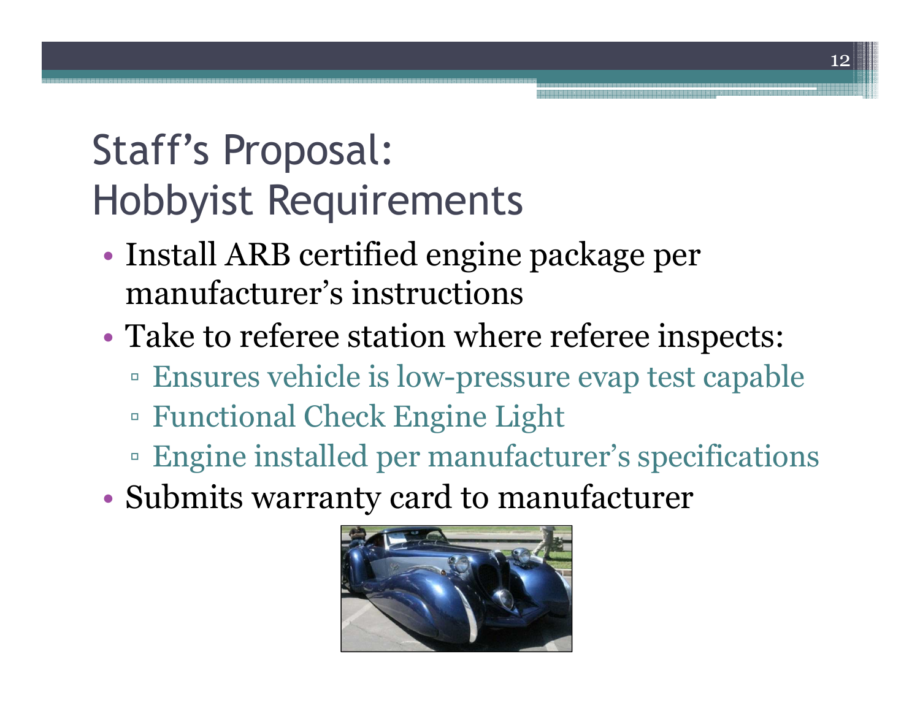# Staff's Proposal: Hobbyist Requirements

- Install ARB certified engine package per manufacturer's instructions
- Take to referee station where referee inspects:
  - Ensures vehicle is low-pressure evap test capable
  - Functional Check Engine Light
  - Engine installed per manufacturer's specifications
- Submits warranty card to manufacturer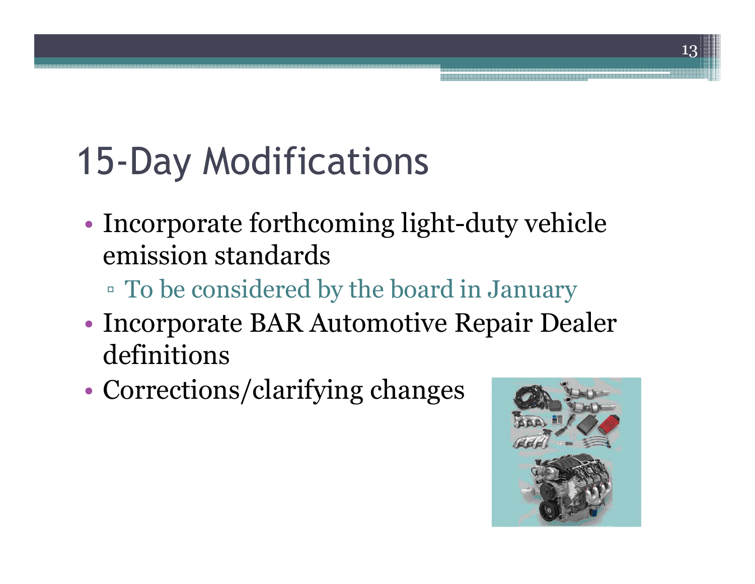# 15-Day Modifications

- Incorporate forthcoming light-duty vehicle emission standards
  - To be considered by the board in January
- Incorporate BAR Automotive Repair Dealer definitions
- Corrections/clarifying changes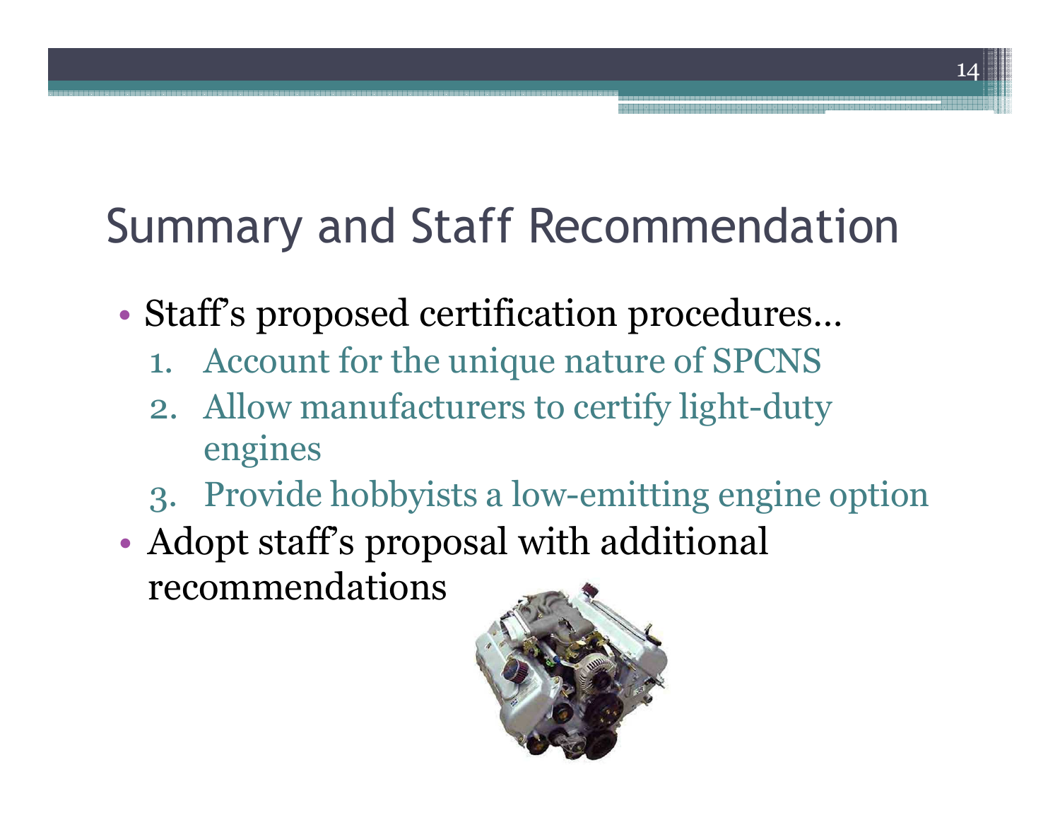# Summary and Staff Recommendation

- Staff's proposed certification procedures…
  1. Account for the unique nature of SPCNS
  2. Allow manufacturers to certify light-duty engines
  3. Provide hobbyists a low-emitting engine option
- Adopt staff's proposal with additional recommendations